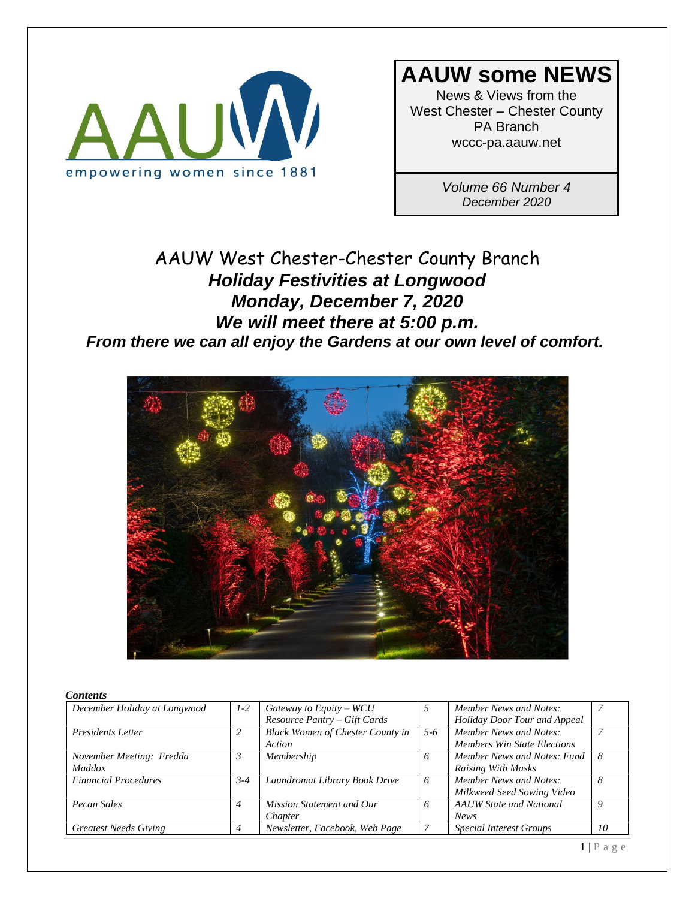# AAUW some NEWS

News & Views from the West Chester – Chester County PA Branch
wccc-pa.aauw.net

*Volume 66 Number 4*
*December 2020*

## AAUW West Chester-Chester County Branch

## *Holiday Festivities at Longwood*

## *Monday, December 7, 2020*

## *We will meet there at 5:00 p.m.*

### *From there we can all enjoy the Gardens at our own level of comfort.*

***Contents***

| | | | | | |
|---|---|---|---|---|---|
| *December Holiday at Longwood* | *1-2* | *Gateway to Equity – WCU Resource Pantry – Gift Cards* | *5* | *Member News and Notes: Holiday Door Tour and Appeal* | *7* |
| *Presidents Letter* | *2* | *Black Women of Chester County in Action* | *5-6* | *Member News and Notes: Members Win State Elections* | *7* |
| *November Meeting: Fredda Maddox* | *3* | *Membership* | *6* | *Member News and Notes: Fund Raising With Masks* | *8* |
| *Financial Procedures* | *3-4* | *Laundromat Library Book Drive* | *6* | *Member News and Notes: Milkweed Seed Sowing Video* | *8* |
| *Pecan Sales* | *4* | *Mission Statement and Our Chapter* | *6* | *AAUW State and National News* | *9* |
| *Greatest Needs Giving* | *4* | *Newsletter, Facebook, Web Page* | *7* | *Special Interest Groups* | *10* |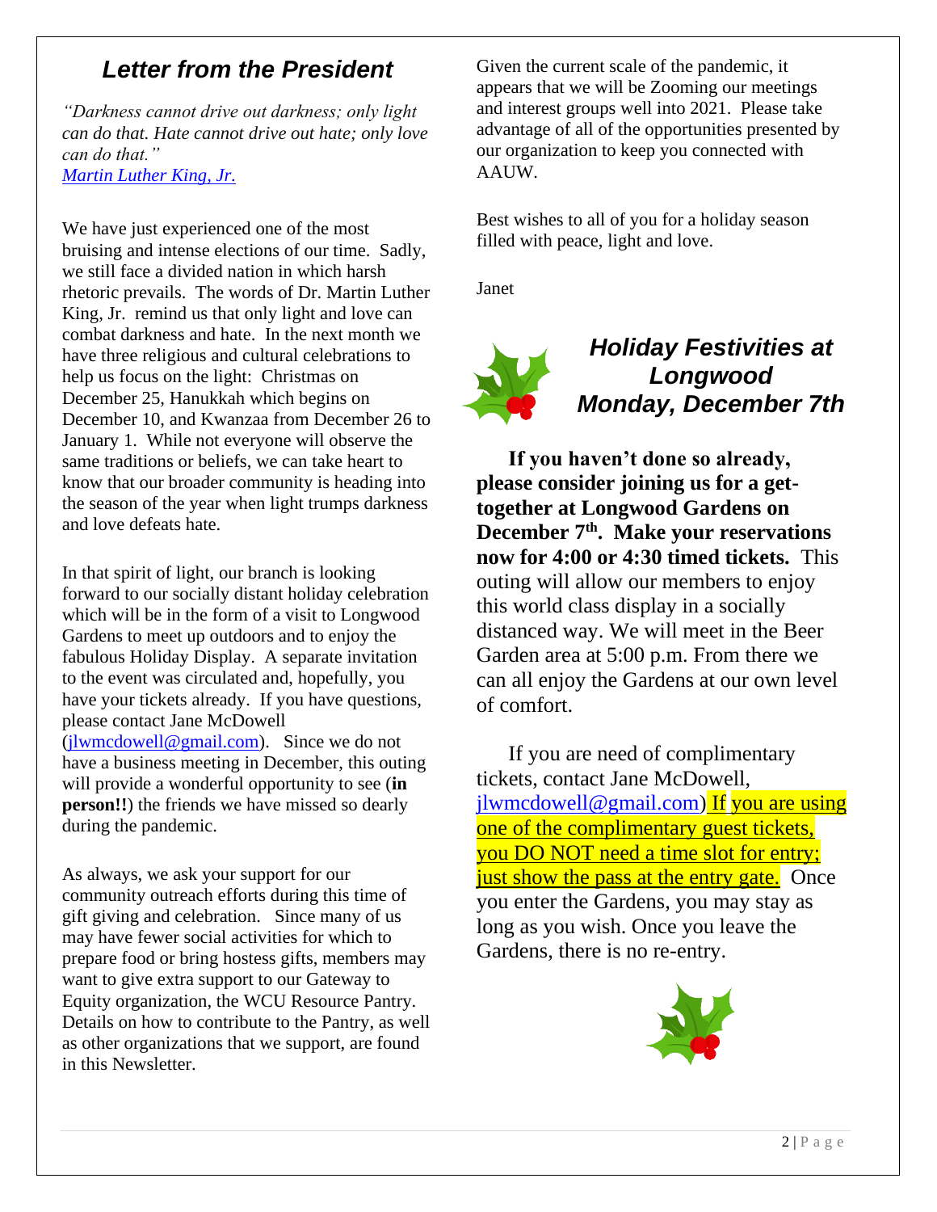## *Letter from the President*

*"Darkness cannot drive out darkness; only light can do that. Hate cannot drive out hate; only love can do that."*
*Martin Luther King, Jr.*

We have just experienced one of the most bruising and intense elections of our time. Sadly, we still face a divided nation in which harsh rhetoric prevails. The words of Dr. Martin Luther King, Jr. remind us that only light and love can combat darkness and hate. In the next month we have three religious and cultural celebrations to help us focus on the light: Christmas on December 25, Hanukkah which begins on December 10, and Kwanzaa from December 26 to January 1. While not everyone will observe the same traditions or beliefs, we can take heart to know that our broader community is heading into the season of the year when light trumps darkness and love defeats hate.

In that spirit of light, our branch is looking forward to our socially distant holiday celebration which will be in the form of a visit to Longwood Gardens to meet up outdoors and to enjoy the fabulous Holiday Display. A separate invitation to the event was circulated and, hopefully, you have your tickets already. If you have questions, please contact Jane McDowell (jlwmcdowell@gmail.com). Since we do not have a business meeting in December, this outing will provide a wonderful opportunity to see (**in person!!**) the friends we have missed so dearly during the pandemic.

As always, we ask your support for our community outreach efforts during this time of gift giving and celebration. Since many of us may have fewer social activities for which to prepare food or bring hostess gifts, members may want to give extra support to our Gateway to Equity organization, the WCU Resource Pantry. Details on how to contribute to the Pantry, as well as other organizations that we support, are found in this Newsletter.

Given the current scale of the pandemic, it appears that we will be Zooming our meetings and interest groups well into 2021. Please take advantage of all of the opportunities presented by our organization to keep you connected with AAUW.

Best wishes to all of you for a holiday season filled with peace, light and love.

Janet

## *Holiday Festivities at Longwood Monday, December 7th*

**If you haven't done so already, please consider joining us for a get-together at Longwood Gardens on December 7th. Make your reservations now for 4:00 or 4:30 timed tickets.** This outing will allow our members to enjoy this world class display in a socially distanced way. We will meet in the Beer Garden area at 5:00 p.m. From there we can all enjoy the Gardens at our own level of comfort.

If you are need of complimentary tickets, contact Jane McDowell, jlwmcdowell@gmail.com) If you are using one of the complimentary guest tickets, you DO NOT need a time slot for entry; just show the pass at the entry gate. Once you enter the Gardens, you may stay as long as you wish. Once you leave the Gardens, there is no re-entry.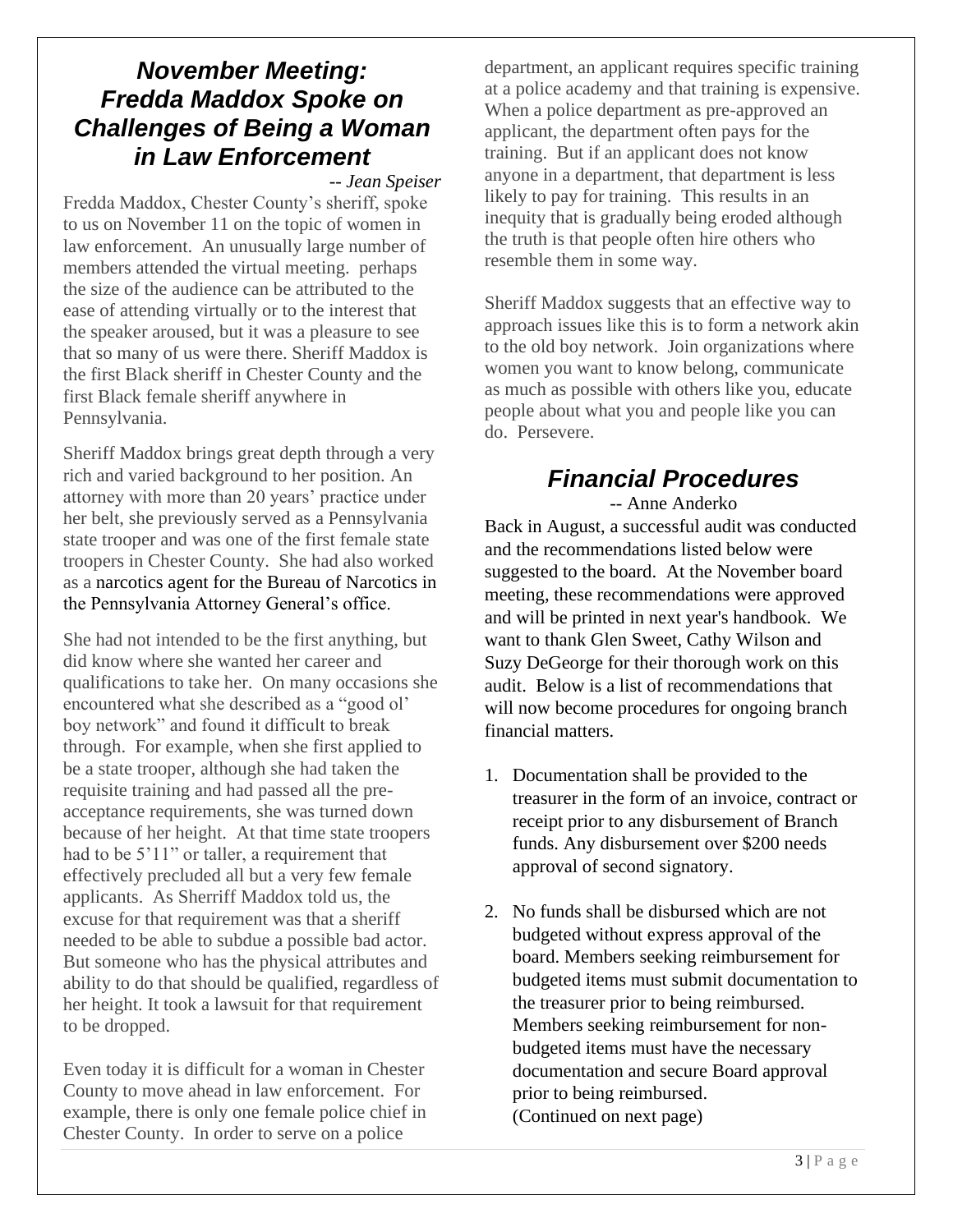## *November Meeting: Fredda Maddox Spoke on Challenges of Being a Woman in Law Enforcement*

*-- Jean Speiser*

Fredda Maddox, Chester County's sheriff, spoke to us on November 11 on the topic of women in law enforcement. An unusually large number of members attended the virtual meeting. perhaps the size of the audience can be attributed to the ease of attending virtually or to the interest that the speaker aroused, but it was a pleasure to see that so many of us were there. Sheriff Maddox is the first Black sheriff in Chester County and the first Black female sheriff anywhere in Pennsylvania.

Sheriff Maddox brings great depth through a very rich and varied background to her position. An attorney with more than 20 years' practice under her belt, she previously served as a Pennsylvania state trooper and was one of the first female state troopers in Chester County. She had also worked as a narcotics agent for the Bureau of Narcotics in the Pennsylvania Attorney General's office.

She had not intended to be the first anything, but did know where she wanted her career and qualifications to take her. On many occasions she encountered what she described as a "good ol' boy network" and found it difficult to break through. For example, when she first applied to be a state trooper, although she had taken the requisite training and had passed all the pre-acceptance requirements, she was turned down because of her height. At that time state troopers had to be 5'11" or taller, a requirement that effectively precluded all but a very few female applicants. As Sherriff Maddox told us, the excuse for that requirement was that a sheriff needed to be able to subdue a possible bad actor. But someone who has the physical attributes and ability to do that should be qualified, regardless of her height. It took a lawsuit for that requirement to be dropped.

Even today it is difficult for a woman in Chester County to move ahead in law enforcement. For example, there is only one female police chief in Chester County. In order to serve on a police department, an applicant requires specific training at a police academy and that training is expensive. When a police department as pre-approved an applicant, the department often pays for the training. But if an applicant does not know anyone in a department, that department is less likely to pay for training. This results in an inequity that is gradually being eroded although the truth is that people often hire others who resemble them in some way.

Sheriff Maddox suggests that an effective way to approach issues like this is to form a network akin to the old boy network. Join organizations where women you want to know belong, communicate as much as possible with others like you, educate people about what you and people like you can do. Persevere.

## *Financial Procedures*

-- Anne Anderko

Back in August, a successful audit was conducted and the recommendations listed below were suggested to the board. At the November board meeting, these recommendations were approved and will be printed in next year's handbook. We want to thank Glen Sweet, Cathy Wilson and Suzy DeGeorge for their thorough work on this audit. Below is a list of recommendations that will now become procedures for ongoing branch financial matters.

1. Documentation shall be provided to the treasurer in the form of an invoice, contract or receipt prior to any disbursement of Branch funds. Any disbursement over $200 needs approval of second signatory.

2. No funds shall be disbursed which are not budgeted without express approval of the board. Members seeking reimbursement for budgeted items must submit documentation to the treasurer prior to being reimbursed. Members seeking reimbursement for non-budgeted items must have the necessary documentation and secure Board approval prior to being reimbursed.
(Continued on next page)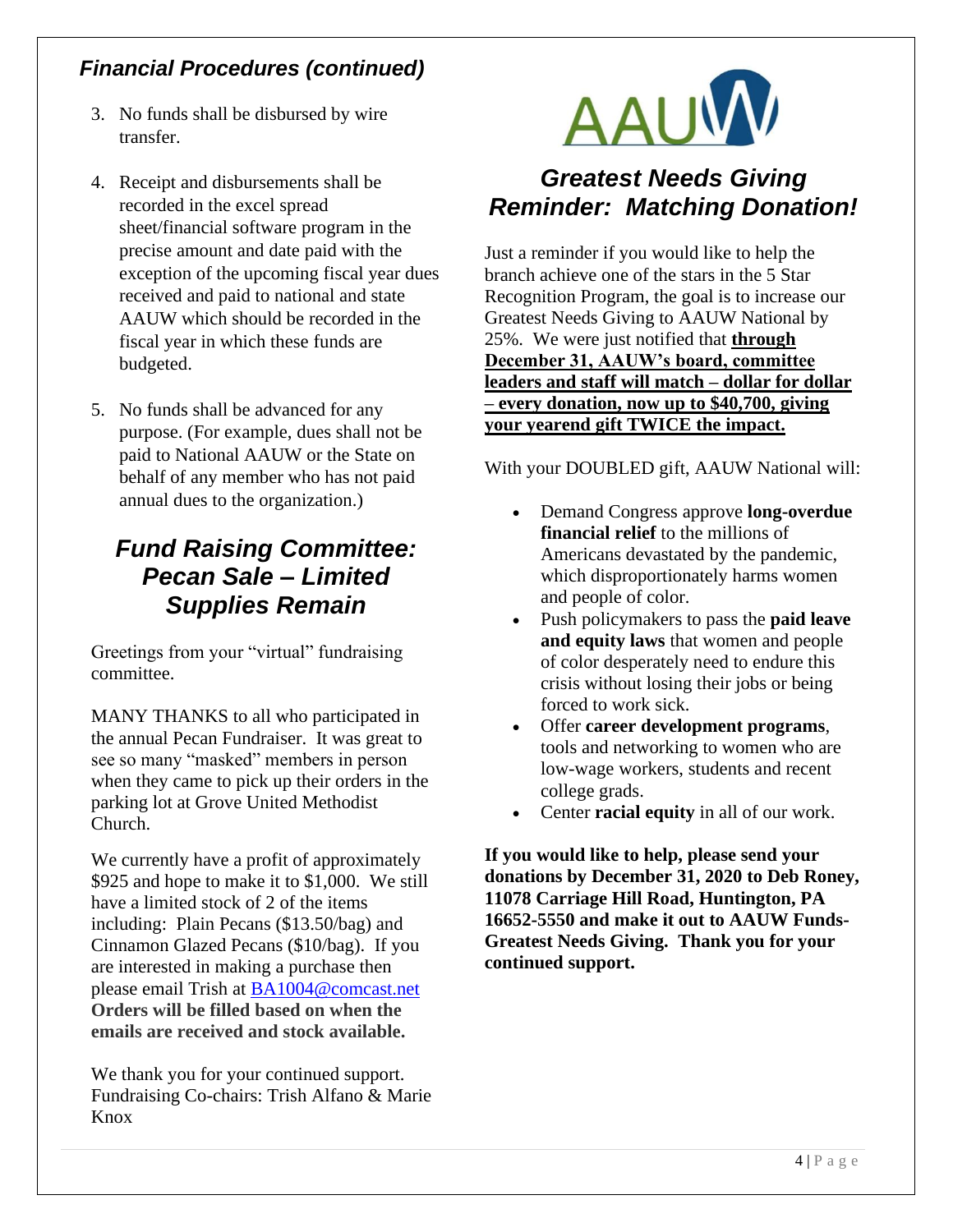### *Financial Procedures (continued)*

3. No funds shall be disbursed by wire transfer.
4. Receipt and disbursements shall be recorded in the excel spread sheet/financial software program in the precise amount and date paid with the exception of the upcoming fiscal year dues received and paid to national and state AAUW which should be recorded in the fiscal year in which these funds are budgeted.
5. No funds shall be advanced for any purpose. (For example, dues shall not be paid to National AAUW or the State on behalf of any member who has not paid annual dues to the organization.)

## *Fund Raising Committee: Pecan Sale – Limited Supplies Remain*

Greetings from your "virtual" fundraising committee.

MANY THANKS to all who participated in the annual Pecan Fundraiser. It was great to see so many "masked" members in person when they came to pick up their orders in the parking lot at Grove United Methodist Church.

We currently have a profit of approximately $925 and hope to make it to $1,000. We still have a limited stock of 2 of the items including: Plain Pecans ($13.50/bag) and Cinnamon Glazed Pecans ($10/bag). If you are interested in making a purchase then please email Trish at BA1004@comcast.net **Orders will be filled based on when the emails are received and stock available.**

We thank you for your continued support.
Fundraising Co-chairs: Trish Alfano & Marie Knox

AAUW

## *Greatest Needs Giving Reminder: Matching Donation!*

Just a reminder if you would like to help the branch achieve one of the stars in the 5 Star Recognition Program, the goal is to increase our Greatest Needs Giving to AAUW National by 25%. We were just notified that **through December 31, AAUW's board, committee leaders and staff will match – dollar for dollar – every donation, now up to $40,700, giving your yearend gift TWICE the impact.**

With your DOUBLED gift, AAUW National will:

- Demand Congress approve **long-overdue financial relief** to the millions of Americans devastated by the pandemic, which disproportionately harms women and people of color.
- Push policymakers to pass the **paid leave and equity laws** that women and people of color desperately need to endure this crisis without losing their jobs or being forced to work sick.
- Offer **career development programs**, tools and networking to women who are low-wage workers, students and recent college grads.
- Center **racial equity** in all of our work.

**If you would like to help, please send your donations by December 31, 2020 to Deb Roney, 11078 Carriage Hill Road, Huntington, PA 16652-5550 and make it out to AAUW Funds-Greatest Needs Giving. Thank you for your continued support.**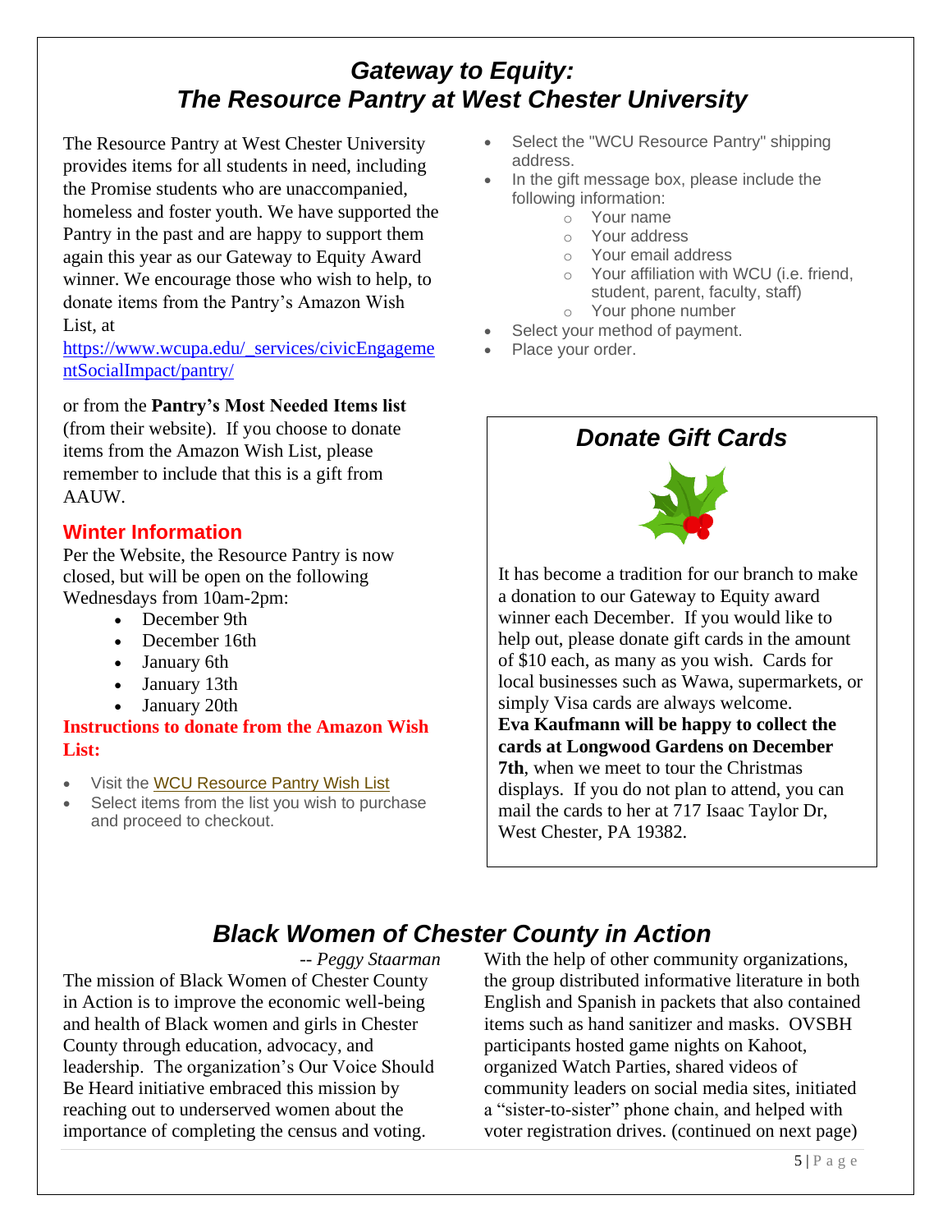# Gateway to Equity: The Resource Pantry at West Chester University

The Resource Pantry at West Chester University provides items for all students in need, including the Promise students who are unaccompanied, homeless and foster youth. We have supported the Pantry in the past and are happy to support them again this year as our Gateway to Equity Award winner. We encourage those who wish to help, to donate items from the Pantry's Amazon Wish List, at https://www.wcupa.edu/_services/civicEngagementSocialImpact/pantry/

or from the **Pantry's Most Needed Items list** (from their website). If you choose to donate items from the Amazon Wish List, please remember to include that this is a gift from AAUW.

### Winter Information

Per the Website, the Resource Pantry is now closed, but will be open on the following Wednesdays from 10am-2pm:

- December 9th
- December 16th
- January 6th
- January 13th
- January 20th

**Instructions to donate from the Amazon Wish List:**

- Visit the WCU Resource Pantry Wish List
- Select items from the list you wish to purchase and proceed to checkout.
- Select the "WCU Resource Pantry" shipping address.
- In the gift message box, please include the following information:
  - Your name
  - Your address
  - Your email address
  - Your affiliation with WCU (i.e. friend, student, parent, faculty, staff)
  - Your phone number
- Select your method of payment.
- Place your order.

## Donate Gift Cards

It has become a tradition for our branch to make a donation to our Gateway to Equity award winner each December. If you would like to help out, please donate gift cards in the amount of $10 each, as many as you wish. Cards for local businesses such as Wawa, supermarkets, or simply Visa cards are always welcome. **Eva Kaufmann will be happy to collect the cards at Longwood Gardens on December 7th**, when we meet to tour the Christmas displays. If you do not plan to attend, you can mail the cards to her at 717 Isaac Taylor Dr, West Chester, PA 19382.

# Black Women of Chester County in Action

*-- Peggy Staarman*

The mission of Black Women of Chester County in Action is to improve the economic well-being and health of Black women and girls in Chester County through education, advocacy, and leadership. The organization's Our Voice Should Be Heard initiative embraced this mission by reaching out to underserved women about the importance of completing the census and voting. With the help of other community organizations, the group distributed informative literature in both English and Spanish in packets that also contained items such as hand sanitizer and masks. OVSBH participants hosted game nights on Kahoot, organized Watch Parties, shared videos of community leaders on social media sites, initiated a "sister-to-sister" phone chain, and helped with voter registration drives. (continued on next page)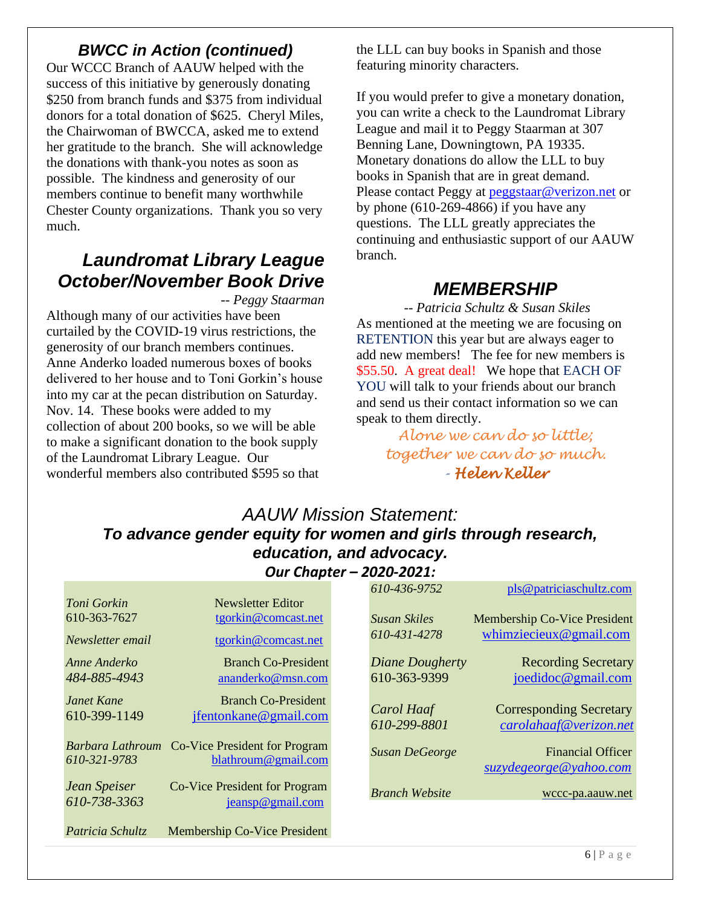## *BWCC in Action (continued)*

Our WCCC Branch of AAUW helped with the success of this initiative by generously donating $250 from branch funds and $375 from individual donors for a total donation of $625. Cheryl Miles, the Chairwoman of BWCCA, asked me to extend her gratitude to the branch. She will acknowledge the donations with thank-you notes as soon as possible. The kindness and generosity of our members continue to benefit many worthwhile Chester County organizations. Thank you so very much.

## *Laundromat Library League October/November Book Drive*

*-- Peggy Staarman*

Although many of our activities have been curtailed by the COVID-19 virus restrictions, the generosity of our branch members continues. Anne Anderko loaded numerous boxes of books delivered to her house and to Toni Gorkin's house into my car at the pecan distribution on Saturday. Nov. 14. These books were added to my collection of about 200 books, so we will be able to make a significant donation to the book supply of the Laundromat Library League. Our wonderful members also contributed $595 so that the LLL can buy books in Spanish and those featuring minority characters.

If you would prefer to give a monetary donation, you can write a check to the Laundromat Library League and mail it to Peggy Staarman at 307 Benning Lane, Downingtown, PA 19335. Monetary donations do allow the LLL to buy books in Spanish that are in great demand. Please contact Peggy at peggstaar@verizon.net or by phone (610-269-4866) if you have any questions. The LLL greatly appreciates the continuing and enthusiastic support of our AAUW branch.

## *MEMBERSHIP*

*-- Patricia Schultz & Susan Skiles*

As mentioned at the meeting we are focusing on RETENTION this year but are always eager to add new members! The fee for new members is $55.50. A great deal! We hope that EACH OF YOU will talk to your friends about our branch and send us their contact information so we can speak to them directly.

*Alone we can do so little; together we can do so much.*
***- Helen Keller***

## *AAUW Mission Statement:*

### ***To advance gender equity for women and girls through research, education, and advocacy.***

### ***Our Chapter – 2020-2021:***

| Name / Phone | Role / Email |
|---|---|
| *Toni Gorkin* 610-363-7627 | Newsletter Editor tgorkin@comcast.net |
| *Newsletter email* | tgorkin@comcast.net |
| *Anne Anderko* *484-885-4943* | Branch Co-President ananderko@msn.com |
| *Janet Kane* 610-399-1149 | Branch Co-President jfentonkane@gmail.com |
| *Barbara Lathroum* *610-321-9783* | Co-Vice President for Program blathroum@gmail.com |
| *Jean Speiser* *610-738-3363* | Co-Vice President for Program jeansp@gmail.com |
| *Patricia Schultz* *610-436-9752* | Membership Co-Vice President pls@patriciaschultz.com |
| *Susan Skiles* *610-431-4278* | Membership Co-Vice President whimziecieux@gmail.com |
| *Diane Dougherty* 610-363-9399 | Recording Secretary joedidoc@gmail.com |
| *Carol Haaf* *610-299-8801* | Corresponding Secretary *carolahaaf@verizon.net* |
| *Susan DeGeorge* | Financial Officer *suzydegeorge@yahoo.com* |
| *Branch Website* | wccc-pa.aauw.net |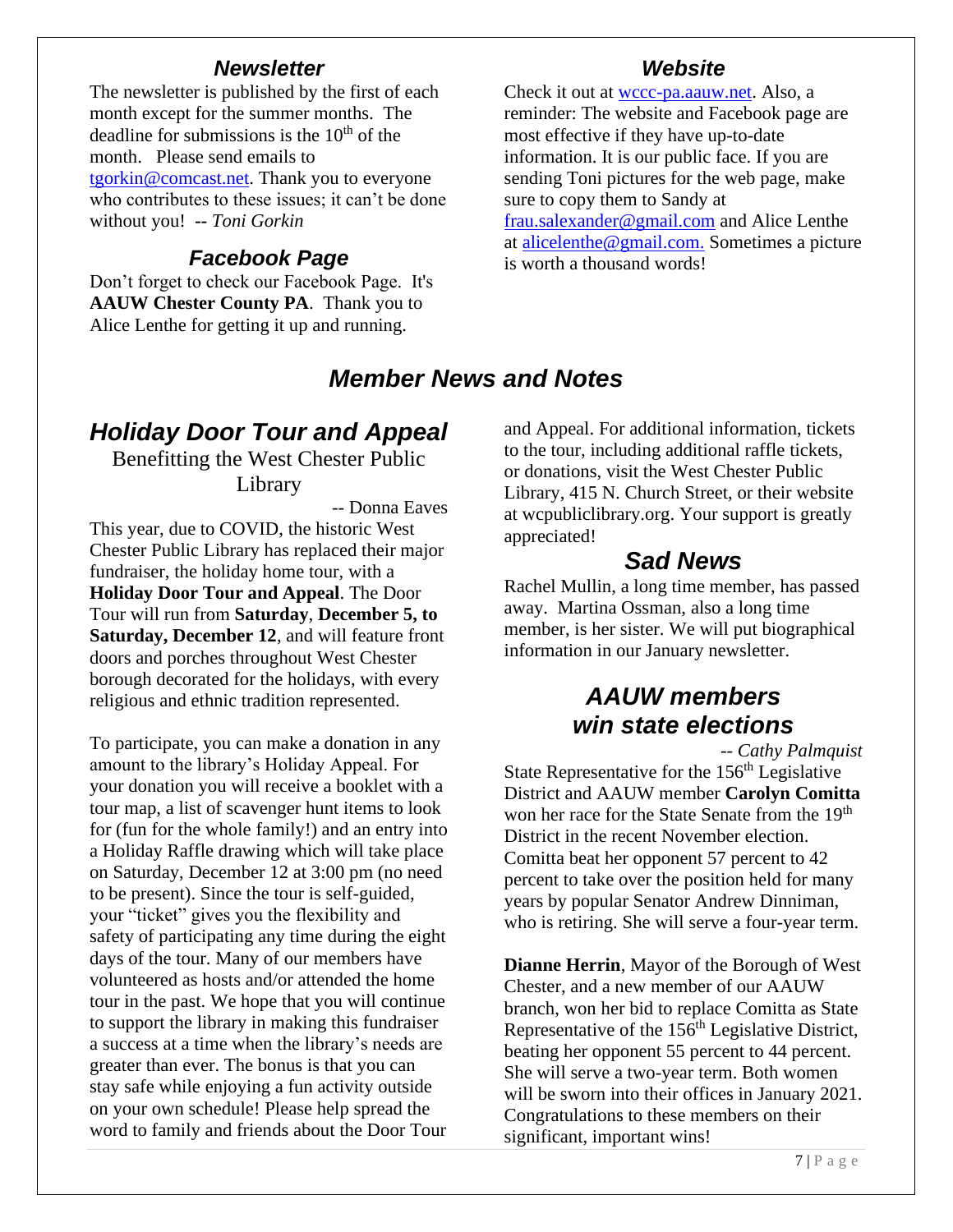## *Newsletter*

The newsletter is published by the first of each month except for the summer months. The deadline for submissions is the 10th of the month. Please send emails to tgorkin@comcast.net. Thank you to everyone who contributes to these issues; it can't be done without you! -- *Toni Gorkin*

## *Facebook Page*

Don't forget to check our Facebook Page. It's **AAUW Chester County PA**. Thank you to Alice Lenthe for getting it up and running.

## *Website*

Check it out at wccc-pa.aauw.net. Also, a reminder: The website and Facebook page are most effective if they have up-to-date information. It is our public face. If you are sending Toni pictures for the web page, make sure to copy them to Sandy at frau.salexander@gmail.com and Alice Lenthe at alicelenthe@gmail.com. Sometimes a picture is worth a thousand words!

# *Member News and Notes*

## *Holiday Door Tour and Appeal*

Benefitting the West Chester Public Library

-- Donna Eaves

This year, due to COVID, the historic West Chester Public Library has replaced their major fundraiser, the holiday home tour, with a **Holiday Door Tour and Appeal**. The Door Tour will run from **Saturday**, **December 5, to Saturday, December 12**, and will feature front doors and porches throughout West Chester borough decorated for the holidays, with every religious and ethnic tradition represented.

To participate, you can make a donation in any amount to the library's Holiday Appeal. For your donation you will receive a booklet with a tour map, a list of scavenger hunt items to look for (fun for the whole family!) and an entry into a Holiday Raffle drawing which will take place on Saturday, December 12 at 3:00 pm (no need to be present). Since the tour is self-guided, your "ticket" gives you the flexibility and safety of participating any time during the eight days of the tour. Many of our members have volunteered as hosts and/or attended the home tour in the past. We hope that you will continue to support the library in making this fundraiser a success at a time when the library's needs are greater than ever. The bonus is that you can stay safe while enjoying a fun activity outside on your own schedule! Please help spread the word to family and friends about the Door Tour and Appeal. For additional information, tickets to the tour, including additional raffle tickets, or donations, visit the West Chester Public Library, 415 N. Church Street, or their website at wcpubliclibrary.org. Your support is greatly appreciated!

## *Sad News*

Rachel Mullin, a long time member, has passed away. Martina Ossman, also a long time member, is her sister. We will put biographical information in our January newsletter.

## *AAUW members win state elections*

-- *Cathy Palmquist*

State Representative for the 156th Legislative District and AAUW member **Carolyn Comitta** won her race for the State Senate from the 19th District in the recent November election. Comitta beat her opponent 57 percent to 42 percent to take over the position held for many years by popular Senator Andrew Dinniman, who is retiring. She will serve a four-year term.

**Dianne Herrin**, Mayor of the Borough of West Chester, and a new member of our AAUW branch, won her bid to replace Comitta as State Representative of the 156th Legislative District, beating her opponent 55 percent to 44 percent. She will serve a two-year term. Both women will be sworn into their offices in January 2021. Congratulations to these members on their significant, important wins!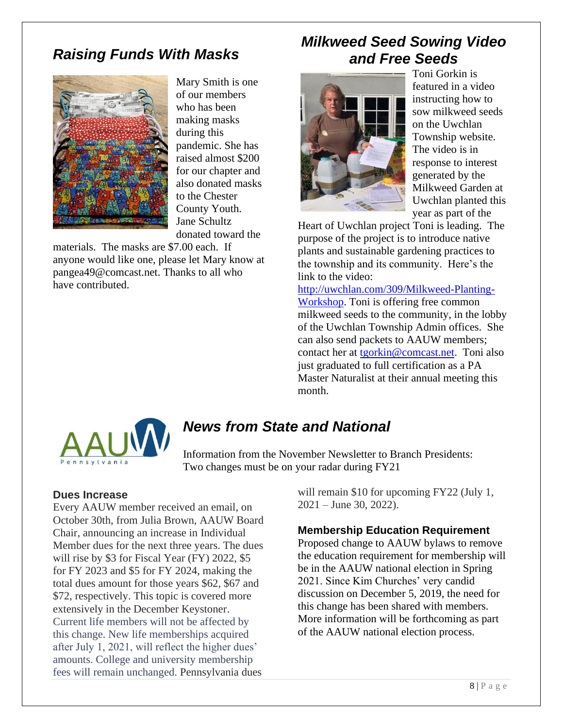## *Raising Funds With Masks*

Mary Smith is one of our members who has been making masks during this pandemic. She has raised almost $200 for our chapter and also donated masks to the Chester County Youth. Jane Schultz donated toward the materials. The masks are $7.00 each. If anyone would like one, please let Mary know at pangea49@comcast.net. Thanks to all who have contributed.

## *Milkweed Seed Sowing Video and Free Seeds*

Toni Gorkin is featured in a video instructing how to sow milkweed seeds on the Uwchlan Township website. The video is in response to interest generated by the Milkweed Garden at Uwchlan planted this year as part of the Heart of Uwchlan project Toni is leading. The purpose of the project is to introduce native plants and sustainable gardening practices to the township and its community. Here's the link to the video: [http://uwchlan.com/309/Milkweed-Planting-Workshop](http://uwchlan.com/309/Milkweed-Planting-Workshop). Toni is offering free common milkweed seeds to the community, in the lobby of the Uwchlan Township Admin offices. She can also send packets to AAUW members; contact her at [tgorkin@comcast.net](mailto:tgorkin@comcast.net). Toni also just graduated to full certification as a PA Master Naturalist at their annual meeting this month.

## *News from State and National*

Information from the November Newsletter to Branch Presidents: Two changes must be on your radar during FY21

### Dues Increase

Every AAUW member received an email, on October 30th, from Julia Brown, AAUW Board Chair, announcing an increase in Individual Member dues for the next three years. The dues will rise by $3 for Fiscal Year (FY) 2022, $5 for FY 2023 and $5 for FY 2024, making the total dues amount for those years $62, $67 and $72, respectively. This topic is covered more extensively in the December Keystoner. Current life members will not be affected by this change. New life memberships acquired after July 1, 2021, will reflect the higher dues' amounts. College and university membership fees will remain unchanged. Pennsylvania dues will remain $10 for upcoming FY22 (July 1, 2021 – June 30, 2022).

### Membership Education Requirement

Proposed change to AAUW bylaws to remove the education requirement for membership will be in the AAUW national election in Spring 2021. Since Kim Churches' very candid discussion on December 5, 2019, the need for this change has been shared with members. More information will be forthcoming as part of the AAUW national election process.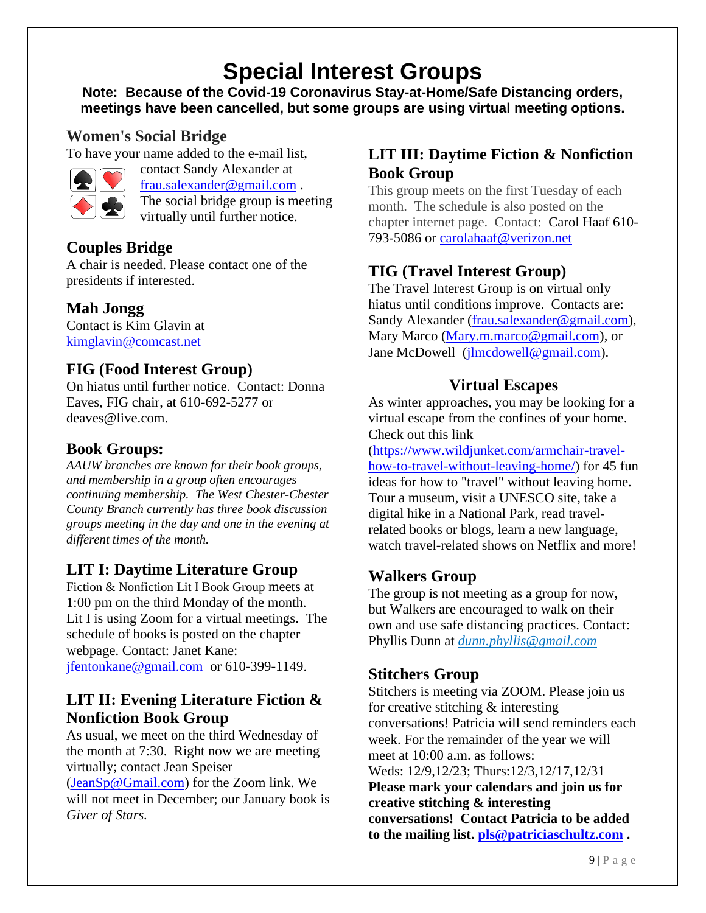# Special Interest Groups

**Note: Because of the Covid-19 Coronavirus Stay-at-Home/Safe Distancing orders, meetings have been cancelled, but some groups are using virtual meeting options.**

## Women's Social Bridge

To have your name added to the e-mail list, contact Sandy Alexander at frau.salexander@gmail.com . The social bridge group is meeting virtually until further notice.

## Couples Bridge

A chair is needed. Please contact one of the presidents if interested.

## Mah Jongg

Contact is Kim Glavin at kimglavin@comcast.net

## FIG (Food Interest Group)

On hiatus until further notice. Contact: Donna Eaves, FIG chair, at 610-692-5277 or deaves@live.com.

## Book Groups:

*AAUW branches are known for their book groups, and membership in a group often encourages continuing membership. The West Chester-Chester County Branch currently has three book discussion groups meeting in the day and one in the evening at different times of the month.*

## LIT I: Daytime Literature Group

Fiction & Nonfiction Lit I Book Group meets at 1:00 pm on the third Monday of the month. Lit I is using Zoom for a virtual meetings. The schedule of books is posted on the chapter webpage. Contact: Janet Kane: jfentonkane@gmail.com or 610-399-1149.

## LIT II: Evening Literature Fiction & Nonfiction Book Group

As usual, we meet on the third Wednesday of the month at 7:30. Right now we are meeting virtually; contact Jean Speiser (JeanSp@Gmail.com) for the Zoom link. We will not meet in December; our January book is *Giver of Stars.*

## LIT III: Daytime Fiction & Nonfiction Book Group

This group meets on the first Tuesday of each month. The schedule is also posted on the chapter internet page. Contact: Carol Haaf 610-793-5086 or carolahaaf@verizon.net

## TIG (Travel Interest Group)

The Travel Interest Group is on virtual only hiatus until conditions improve. Contacts are: Sandy Alexander (frau.salexander@gmail.com), Mary Marco (Mary.m.marco@gmail.com), or Jane McDowell (jlmcdowell@gmail.com).

## Virtual Escapes

As winter approaches, you may be looking for a virtual escape from the confines of your home. Check out this link (https://www.wildjunket.com/armchair-travel-how-to-travel-without-leaving-home/) for 45 fun ideas for how to "travel" without leaving home. Tour a museum, visit a UNESCO site, take a digital hike in a National Park, read travel-related books or blogs, learn a new language, watch travel-related shows on Netflix and more!

## Walkers Group

The group is not meeting as a group for now, but Walkers are encouraged to walk on their own and use safe distancing practices. Contact: Phyllis Dunn at *dunn.phyllis@gmail.com*

## Stitchers Group

Stitchers is meeting via ZOOM. Please join us for creative stitching & interesting conversations! Patricia will send reminders each week. For the remainder of the year we will meet at 10:00 a.m. as follows:
Weds: 12/9,12/23; Thurs:12/3,12/17,12/31
**Please mark your calendars and join us for creative stitching & interesting conversations! Contact Patricia to be added to the mailing list. pls@patriciaschultz.com .**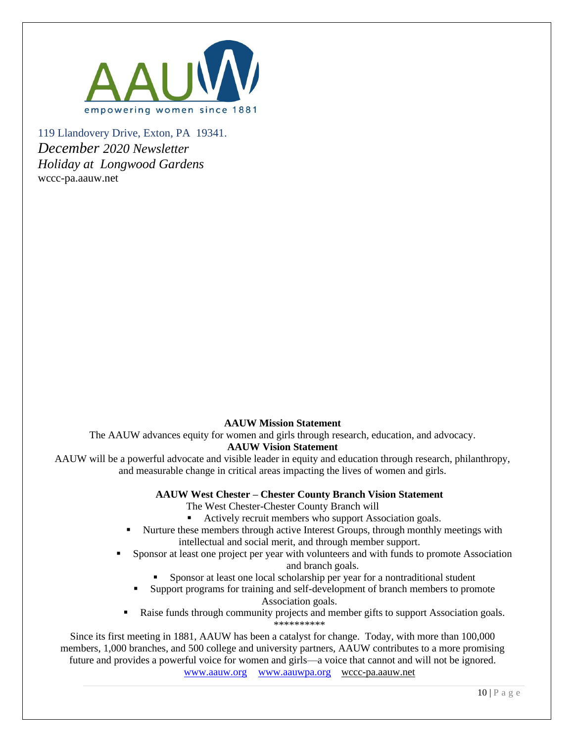AAUW

empowering women since 1881

119 Llandovery Drive, Exton, PA 19341.

*December 2020 Newsletter*

*Holiday at Longwood Gardens*

wccc-pa.aauw.net

**AAUW Mission Statement**

The AAUW advances equity for women and girls through research, education, and advocacy.

**AAUW Vision Statement**

AAUW will be a powerful advocate and visible leader in equity and education through research, philanthropy, and measurable change in critical areas impacting the lives of women and girls.

**AAUW West Chester – Chester County Branch Vision Statement**

The West Chester-Chester County Branch will

- Actively recruit members who support Association goals.
- Nurture these members through active Interest Groups, through monthly meetings with intellectual and social merit, and through member support.
- Sponsor at least one project per year with volunteers and with funds to promote Association and branch goals.
- Sponsor at least one local scholarship per year for a nontraditional student
- Support programs for training and self-development of branch members to promote Association goals.
- Raise funds through community projects and member gifts to support Association goals.

**********

Since its first meeting in 1881, AAUW has been a catalyst for change. Today, with more than 100,000 members, 1,000 branches, and 500 college and university partners, AAUW contributes to a more promising future and provides a powerful voice for women and girls—a voice that cannot and will not be ignored.

www.aauw.org www.aauwpa.org wccc-pa.aauw.net